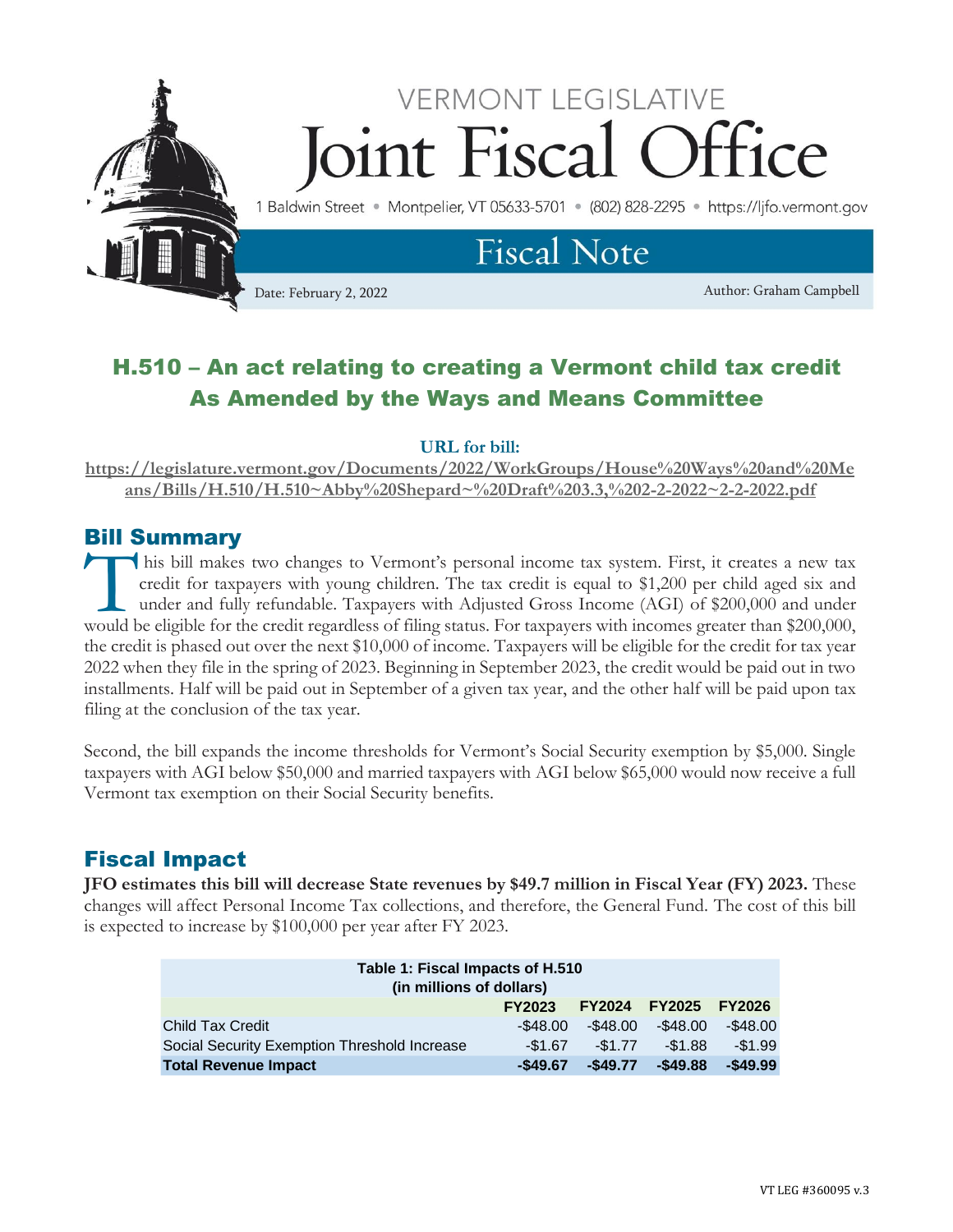VERMONT LEGISLATIVE

# Joint Fiscal Office

1 Baldwin Street • Montpelier, VT 05633-5701 • (802) 828-2295 • https://ljfo.vermont.gov

## Fiscal Note

Date: February 2, 2022

Author: Graham Campbell

# H.510 – An act relating to creating a Vermont child tax credit As Amended by the Ways and Means Committee

**URL for bill:**

**https://legislature.vermont.gov/Documents/2022/WorkGroups/House%20Ways%20and%20Means/Bills/H.510/H.510~Abby%20Shepard~%20Draft%203.3,%202-2-2022~2-2-2022.pdf**

## Bill Summary

This bill makes two changes to Vermont's personal income tax system. First, it creates a new tax credit for taxpayers with young children. The tax credit is equal to $1,200 per child aged six and under and fully refundable. Taxpayers with Adjusted Gross Income (AGI) of $200,000 and under would be eligible for the credit regardless of filing status. For taxpayers with incomes greater than $200,000, the credit is phased out over the next $10,000 of income. Taxpayers will be eligible for the credit for tax year 2022 when they file in the spring of 2023. Beginning in September 2023, the credit would be paid out in two installments. Half will be paid out in September of a given tax year, and the other half will be paid upon tax filing at the conclusion of the tax year.

Second, the bill expands the income thresholds for Vermont's Social Security exemption by $5,000. Single taxpayers with AGI below $50,000 and married taxpayers with AGI below $65,000 would now receive a full Vermont tax exemption on their Social Security benefits.

## Fiscal Impact

**JFO estimates this bill will decrease State revenues by $49.7 million in Fiscal Year (FY) 2023.** These changes will affect Personal Income Tax collections, and therefore, the General Fund. The cost of this bill is expected to increase by $100,000 per year after FY 2023.

**Table 1: Fiscal Impacts of H.510 (in millions of dollars)**

| | FY2023 | FY2024 | FY2025 | FY2026 |
|---|---|---|---|---|
| Child Tax Credit | -$48.00 | -$48.00 | -$48.00 | -$48.00 |
| Social Security Exemption Threshold Increase | -$1.67 | -$1.77 | -$1.88 | -$1.99 |
| **Total Revenue Impact** | **-$49.67** | **-$49.77** | **-$49.88** | **-$49.99** |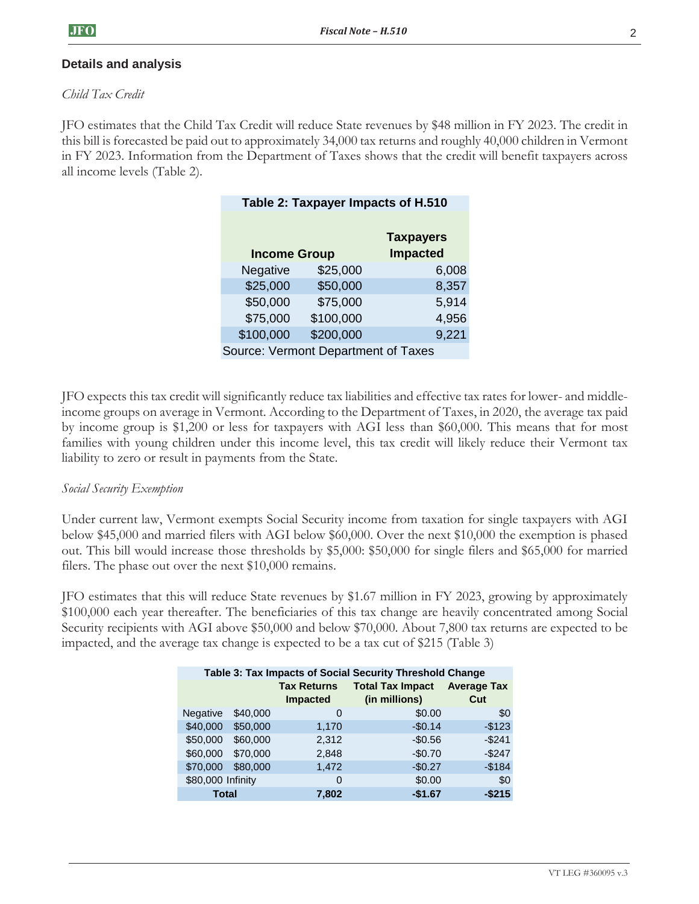## Details and analysis

*Child Tax Credit*

JFO estimates that the Child Tax Credit will reduce State revenues by $48 million in FY 2023. The credit in this bill is forecasted be paid out to approximately 34,000 tax returns and roughly 40,000 children in Vermont in FY 2023. Information from the Department of Taxes shows that the credit will benefit taxpayers across all income levels (Table 2).

**Table 2: Taxpayer Impacts of H.510**

| Income Group | | Taxpayers Impacted |
|---|---|---|
| Negative | $25,000 | 6,008 |
| $25,000 | $50,000 | 8,357 |
| $50,000 | $75,000 | 5,914 |
| $75,000 | $100,000 | 4,956 |
| $100,000 | $200,000 | 9,221 |

Source: Vermont Department of Taxes

JFO expects this tax credit will significantly reduce tax liabilities and effective tax rates for lower- and middle-income groups on average in Vermont. According to the Department of Taxes, in 2020, the average tax paid by income group is $1,200 or less for taxpayers with AGI less than $60,000. This means that for most families with young children under this income level, this tax credit will likely reduce their Vermont tax liability to zero or result in payments from the State.

*Social Security Exemption*

Under current law, Vermont exempts Social Security income from taxation for single taxpayers with AGI below $45,000 and married filers with AGI below $60,000. Over the next $10,000 the exemption is phased out. This bill would increase those thresholds by $5,000: $50,000 for single filers and $65,000 for married filers. The phase out over the next $10,000 remains.

JFO estimates that this will reduce State revenues by $1.67 million in FY 2023, growing by approximately $100,000 each year thereafter. The beneficiaries of this tax change are heavily concentrated among Social Security recipients with AGI above $50,000 and below $70,000. About 7,800 tax returns are expected to be impacted, and the average tax change is expected to be a tax cut of $215 (Table 3)

**Table 3: Tax Impacts of Social Security Threshold Change**

| | | Tax Returns Impacted | Total Tax Impact (in millions) | Average Tax Cut |
|---|---|---|---|---|
| Negative | $40,000 | 0 | $0.00 | $0 |
| $40,000 | $50,000 | 1,170 | -$0.14 | -$123 |
| $50,000 | $60,000 | 2,312 | -$0.56 | -$241 |
| $60,000 | $70,000 | 2,848 | -$0.70 | -$247 |
| $70,000 | $80,000 | 1,472 | -$0.27 | -$184 |
| $80,000 | Infinity | 0 | $0.00 | $0 |
| **Total** | | **7,802** | **-$1.67** | **-$215** |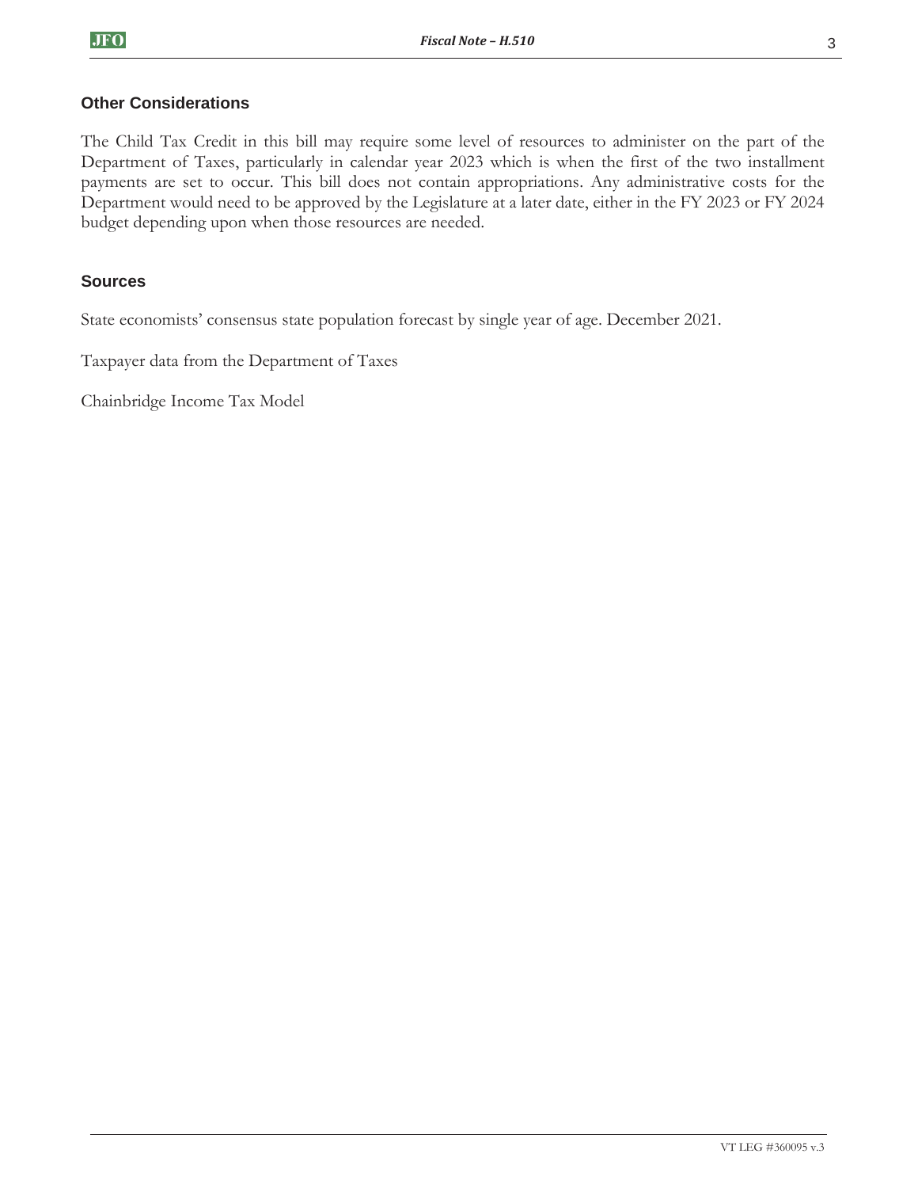## Other Considerations

The Child Tax Credit in this bill may require some level of resources to administer on the part of the Department of Taxes, particularly in calendar year 2023 which is when the first of the two installment payments are set to occur. This bill does not contain appropriations. Any administrative costs for the Department would need to be approved by the Legislature at a later date, either in the FY 2023 or FY 2024 budget depending upon when those resources are needed.

## Sources

State economists' consensus state population forecast by single year of age. December 2021.

Taxpayer data from the Department of Taxes

Chainbridge Income Tax Model